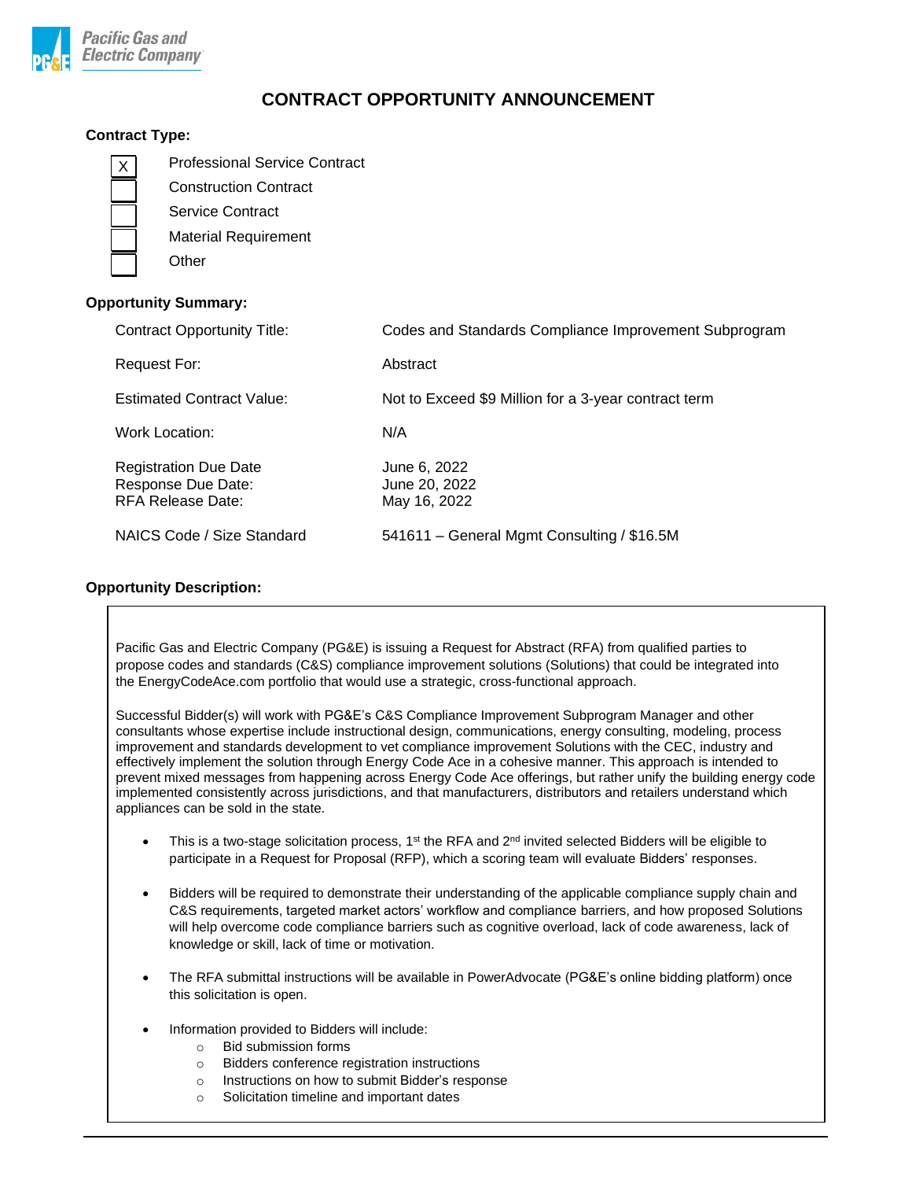Pacific Gas and Electric Company

# CONTRACT OPPORTUNITY ANNOUNCEMENT

**Contract Type:**

- [X] Professional Service Contract
- [ ] Construction Contract
- [ ] Service Contract
- [ ] Material Requirement
- [ ] Other

**Opportunity Summary:**

| | |
|---|---|
| Contract Opportunity Title: | Codes and Standards Compliance Improvement Subprogram |
| Request For: | Abstract |
| Estimated Contract Value: | Not to Exceed $9 Million for a 3-year contract term |
| Work Location: | N/A |
| Registration Due Date<br>Response Due Date:<br>RFA Release Date: | June 6, 2022<br>June 20, 2022<br>May 16, 2022 |
| NAICS Code / Size Standard | 541611 – General Mgmt Consulting / $16.5M |

**Opportunity Description:**

Pacific Gas and Electric Company (PG&E) is issuing a Request for Abstract (RFA) from qualified parties to propose codes and standards (C&S) compliance improvement solutions (Solutions) that could be integrated into the EnergyCodeAce.com portfolio that would use a strategic, cross-functional approach.

Successful Bidder(s) will work with PG&E's C&S Compliance Improvement Subprogram Manager and other consultants whose expertise include instructional design, communications, energy consulting, modeling, process improvement and standards development to vet compliance improvement Solutions with the CEC, industry and effectively implement the solution through Energy Code Ace in a cohesive manner. This approach is intended to prevent mixed messages from happening across Energy Code Ace offerings, but rather unify the building energy code implemented consistently across jurisdictions, and that manufacturers, distributors and retailers understand which appliances can be sold in the state.

- This is a two-stage solicitation process, 1st the RFA and 2nd invited selected Bidders will be eligible to participate in a Request for Proposal (RFP), which a scoring team will evaluate Bidders' responses.
- Bidders will be required to demonstrate their understanding of the applicable compliance supply chain and C&S requirements, targeted market actors' workflow and compliance barriers, and how proposed Solutions will help overcome code compliance barriers such as cognitive overload, lack of code awareness, lack of knowledge or skill, lack of time or motivation.
- The RFA submittal instructions will be available in PowerAdvocate (PG&E's online bidding platform) once this solicitation is open.
- Information provided to Bidders will include:
  - Bid submission forms
  - Bidders conference registration instructions
  - Instructions on how to submit Bidder's response
  - Solicitation timeline and important dates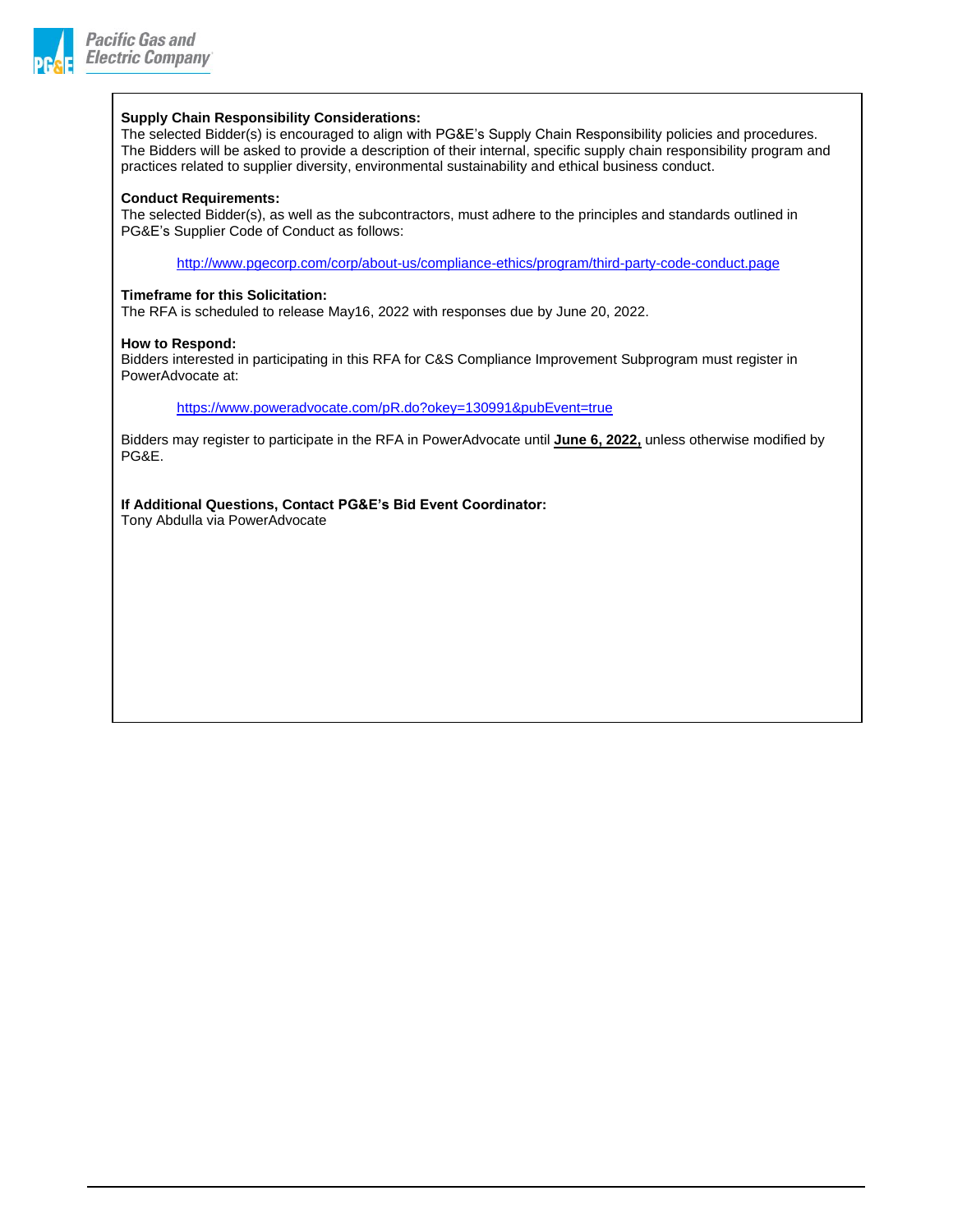**Supply Chain Responsibility Considerations:**
The selected Bidder(s) is encouraged to align with PG&E's Supply Chain Responsibility policies and procedures. The Bidders will be asked to provide a description of their internal, specific supply chain responsibility program and practices related to supplier diversity, environmental sustainability and ethical business conduct.

**Conduct Requirements:**
The selected Bidder(s), as well as the subcontractors, must adhere to the principles and standards outlined in PG&E's Supplier Code of Conduct as follows:

http://www.pgecorp.com/corp/about-us/compliance-ethics/program/third-party-code-conduct.page

**Timeframe for this Solicitation:**
The RFA is scheduled to release May16, 2022 with responses due by June 20, 2022.

**How to Respond:**
Bidders interested in participating in this RFA for C&S Compliance Improvement Subprogram must register in PowerAdvocate at:

https://www.poweradvocate.com/pR.do?okey=130991&pubEvent=true

Bidders may register to participate in the RFA in PowerAdvocate until **June 6, 2022,** unless otherwise modified by PG&E.

**If Additional Questions, Contact PG&E's Bid Event Coordinator:**
Tony Abdulla via PowerAdvocate